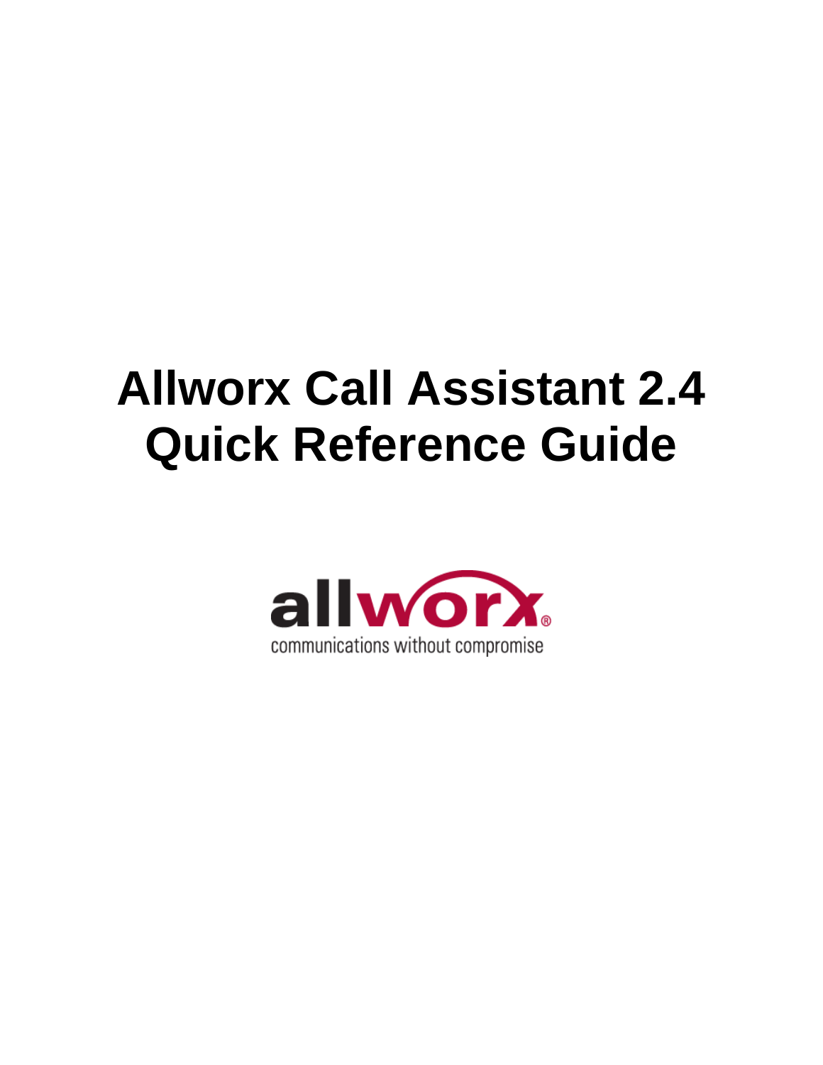# Allworx Call Assistant 2.4 Quick Reference Guide

allworx®

communications without compromise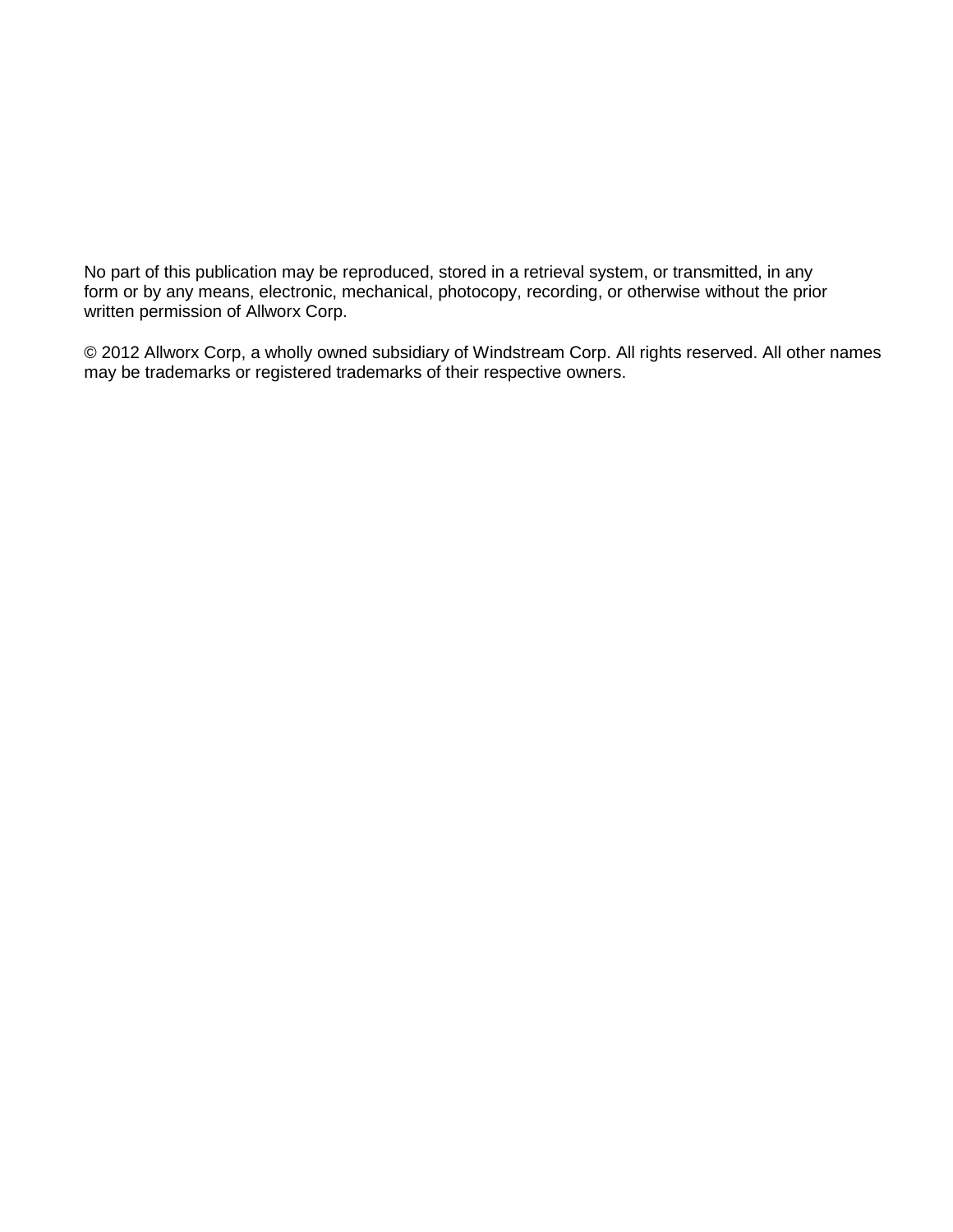No part of this publication may be reproduced, stored in a retrieval system, or transmitted, in any form or by any means, electronic, mechanical, photocopy, recording, or otherwise without the prior written permission of Allworx Corp.

© 2012 Allworx Corp, a wholly owned subsidiary of Windstream Corp. All rights reserved. All other names may be trademarks or registered trademarks of their respective owners.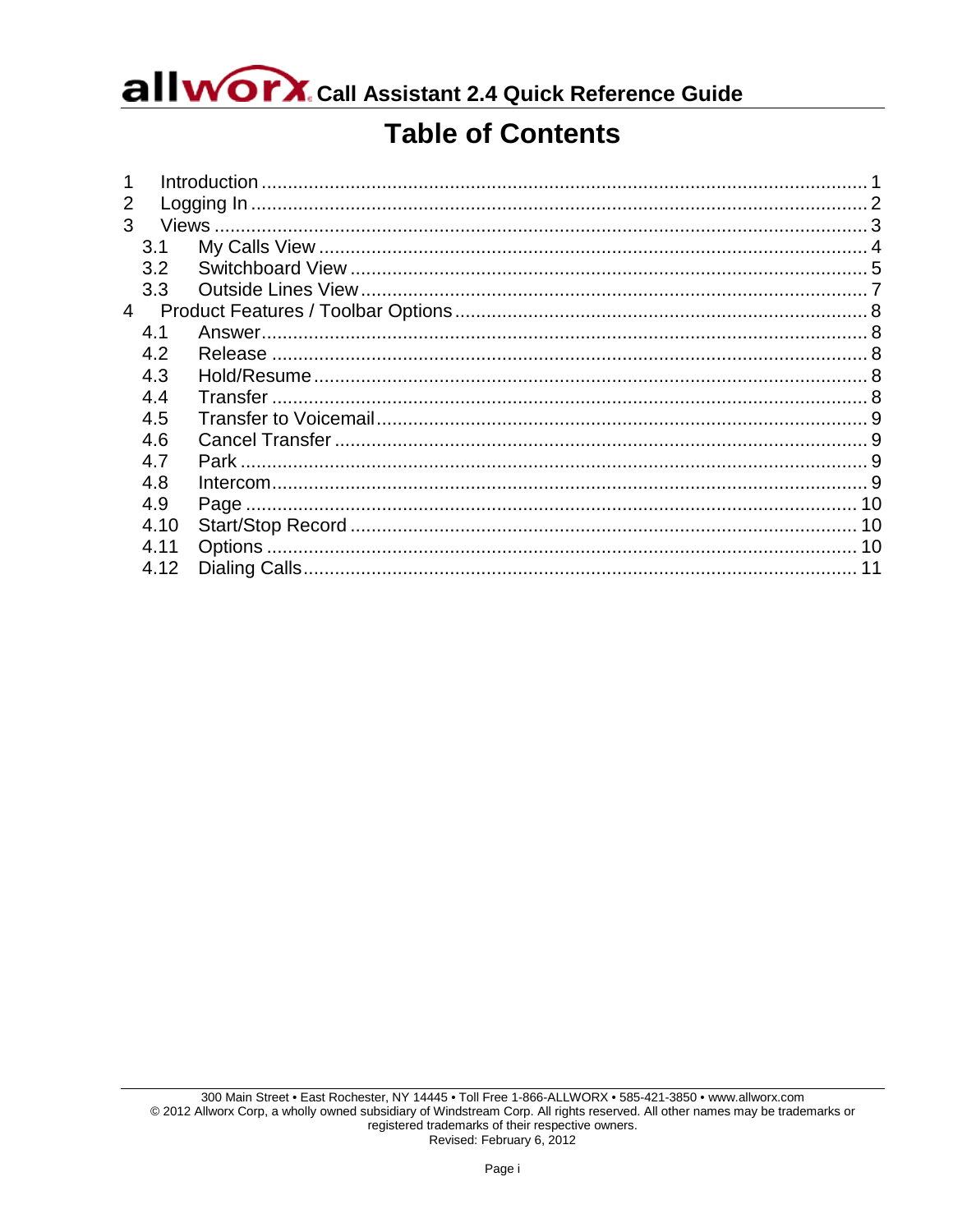# Table of Contents

1 Introduction ........ 1
2 Logging In ........ 2
3 Views ........ 3
  3.1 My Calls View ........ 4
  3.2 Switchboard View ........ 5
  3.3 Outside Lines View ........ 7
4 Product Features / Toolbar Options ........ 8
  4.1 Answer ........ 8
  4.2 Release ........ 8
  4.3 Hold/Resume ........ 8
  4.4 Transfer ........ 8
  4.5 Transfer to Voicemail ........ 9
  4.6 Cancel Transfer ........ 9
  4.7 Park ........ 9
  4.8 Intercom ........ 9
  4.9 Page ........ 10
  4.10 Start/Stop Record ........ 10
  4.11 Options ........ 10
  4.12 Dialing Calls ........ 11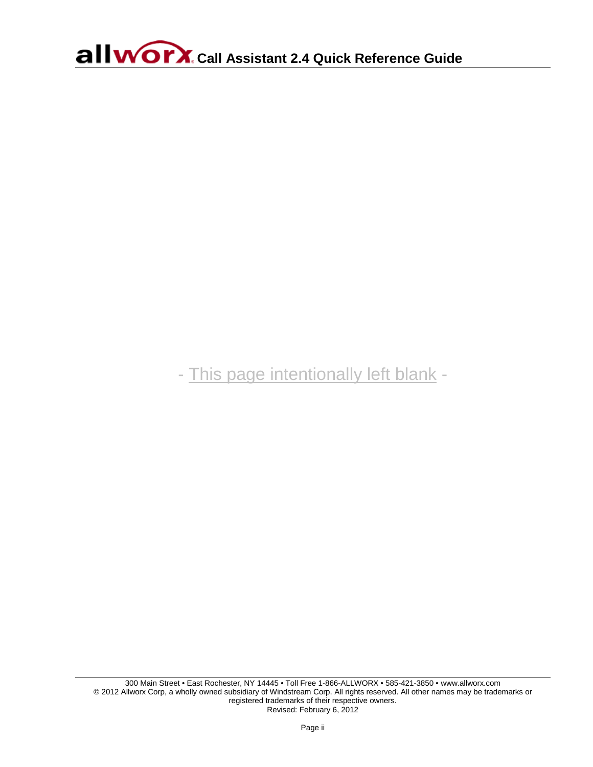- This page intentionally left blank -

300 Main Street • East Rochester, NY 14445 • Toll Free 1-866-ALLWORX • 585-421-3850 • www.allworx.com
© 2012 Allworx Corp, a wholly owned subsidiary of Windstream Corp. All rights reserved. All other names may be trademarks or registered trademarks of their respective owners.
Revised: February 6, 2012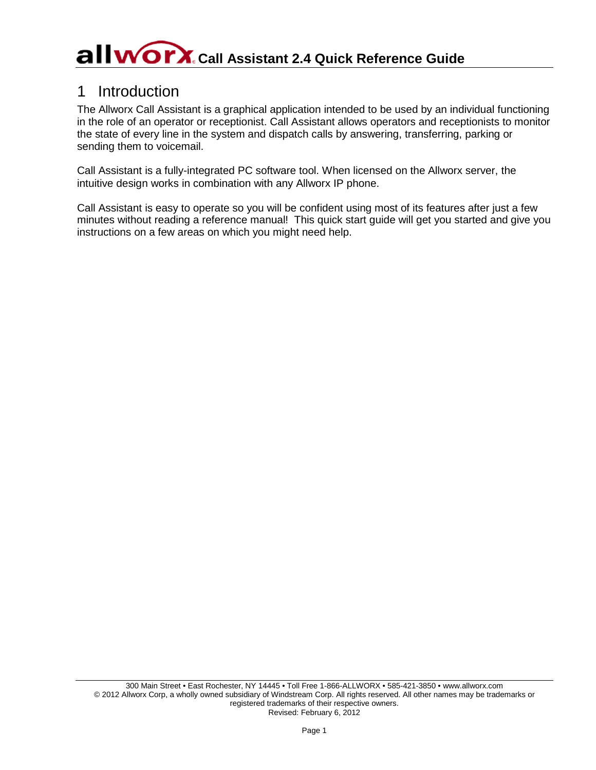# 1 Introduction

The Allworx Call Assistant is a graphical application intended to be used by an individual functioning in the role of an operator or receptionist. Call Assistant allows operators and receptionists to monitor the state of every line in the system and dispatch calls by answering, transferring, parking or sending them to voicemail.

Call Assistant is a fully-integrated PC software tool. When licensed on the Allworx server, the intuitive design works in combination with any Allworx IP phone.

Call Assistant is easy to operate so you will be confident using most of its features after just a few minutes without reading a reference manual! This quick start guide will get you started and give you instructions on a few areas on which you might need help.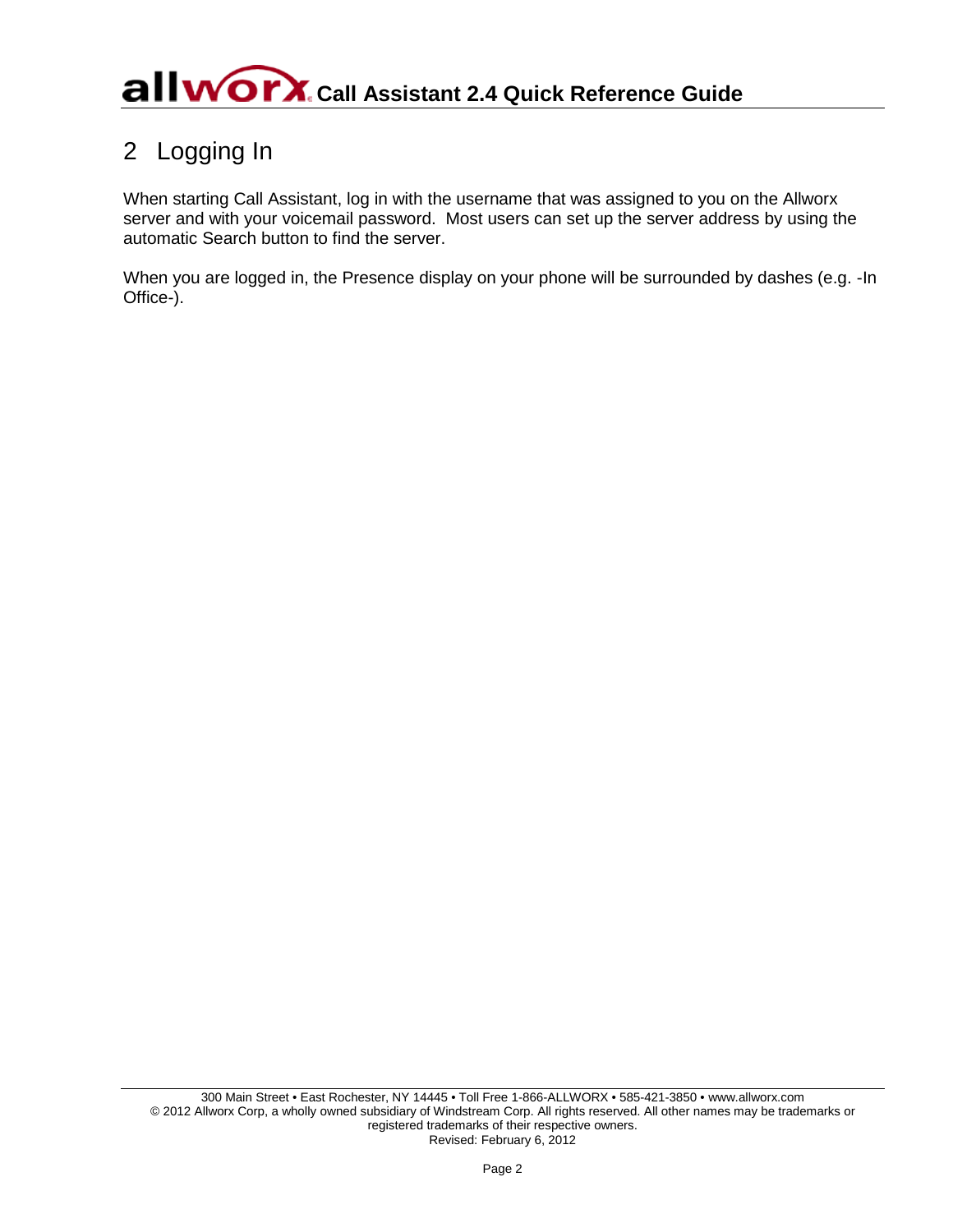## 2 Logging In

When starting Call Assistant, log in with the username that was assigned to you on the Allworx server and with your voicemail password. Most users can set up the server address by using the automatic Search button to find the server.

When you are logged in, the Presence display on your phone will be surrounded by dashes (e.g. -In Office-).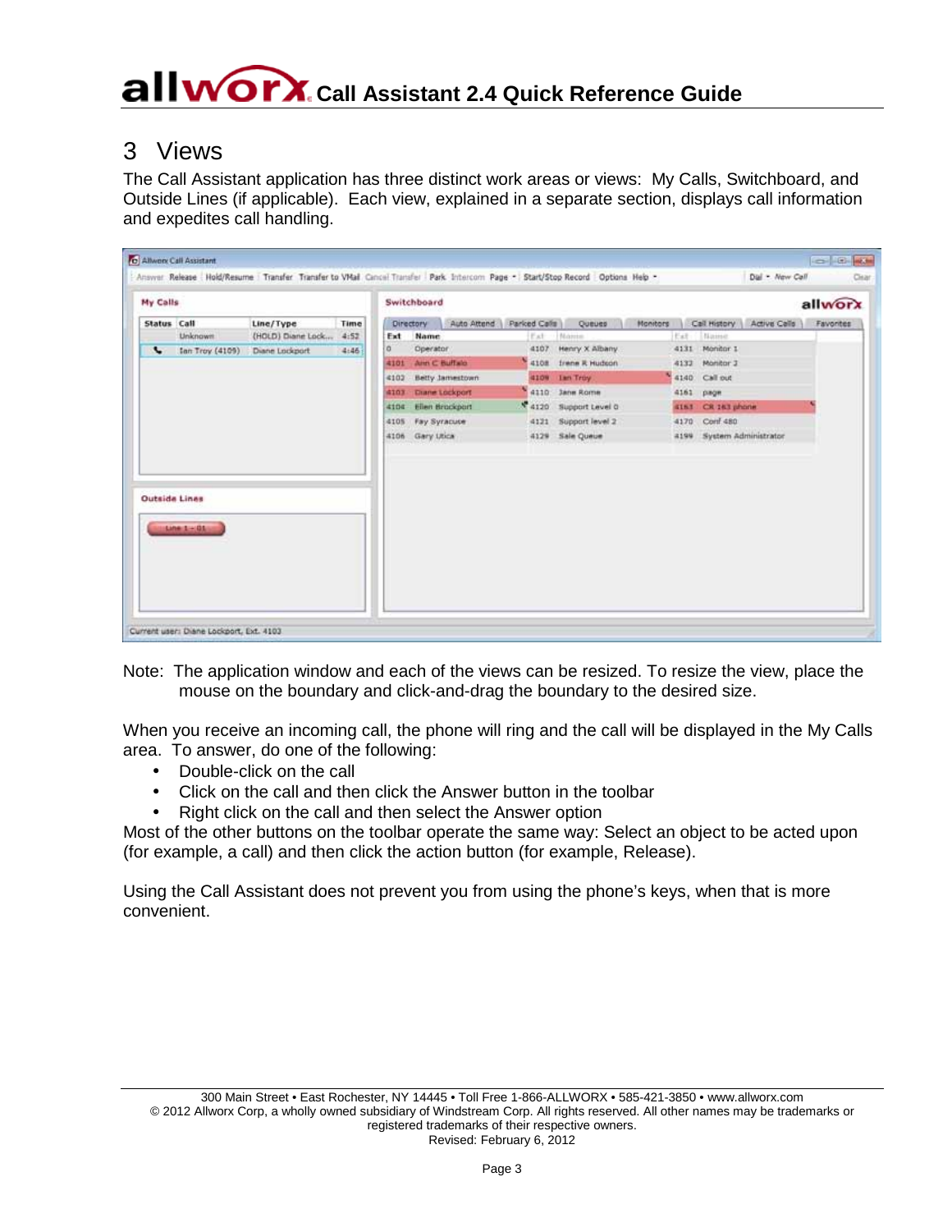# 3 Views

The Call Assistant application has three distinct work areas or views: My Calls, Switchboard, and Outside Lines (if applicable). Each view, explained in a separate section, displays call information and expedites call handling.

Note: The application window and each of the views can be resized. To resize the view, place the mouse on the boundary and click-and-drag the boundary to the desired size.

When you receive an incoming call, the phone will ring and the call will be displayed in the My Calls area. To answer, do one of the following:

- Double-click on the call
- Click on the call and then click the Answer button in the toolbar
- Right click on the call and then select the Answer option

Most of the other buttons on the toolbar operate the same way: Select an object to be acted upon (for example, a call) and then click the action button (for example, Release).

Using the Call Assistant does not prevent you from using the phone's keys, when that is more convenient.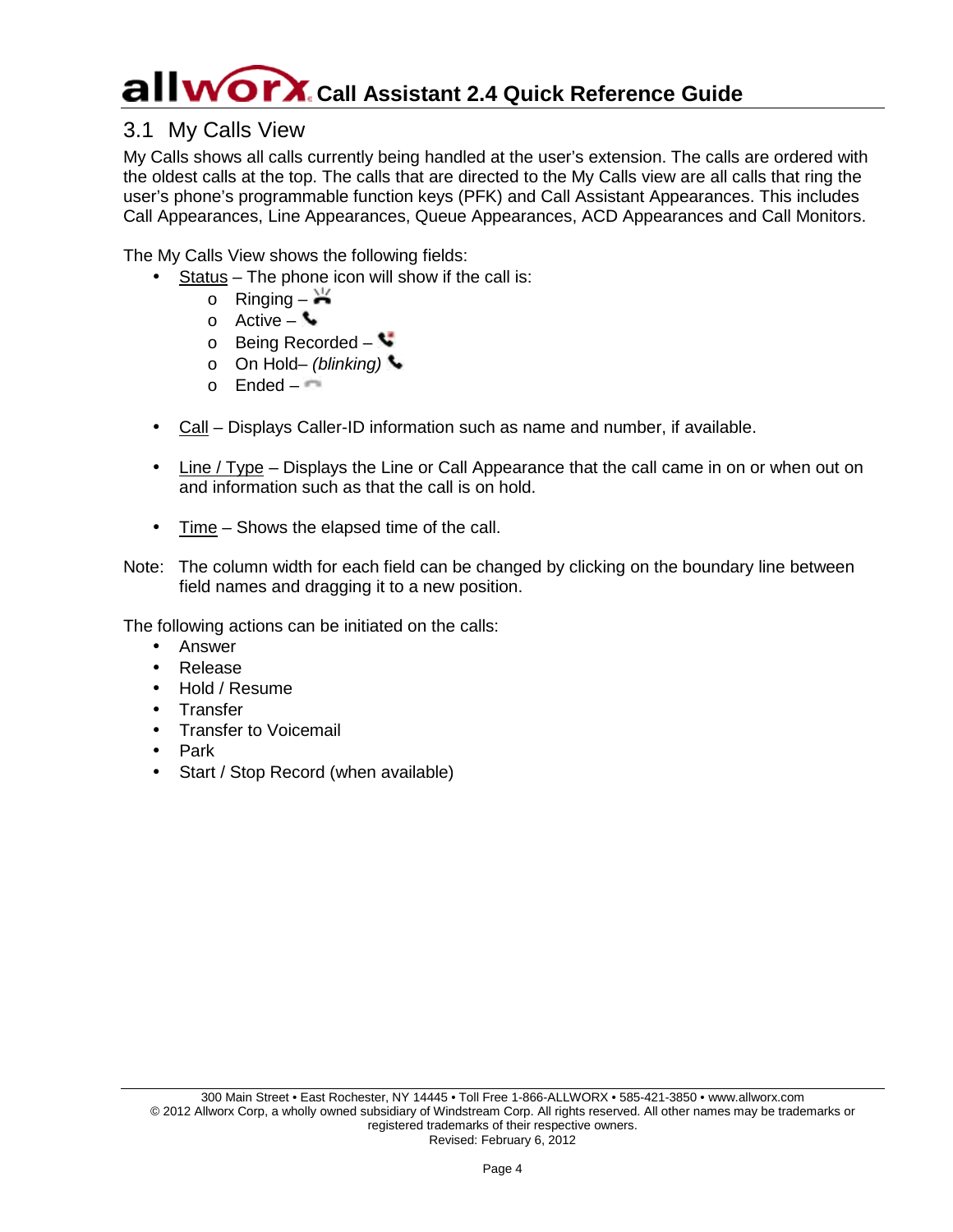## 3.1 My Calls View

My Calls shows all calls currently being handled at the user's extension. The calls are ordered with the oldest calls at the top. The calls that are directed to the My Calls view are all calls that ring the user's phone's programmable function keys (PFK) and Call Assistant Appearances. This includes Call Appearances, Line Appearances, Queue Appearances, ACD Appearances and Call Monitors.

The My Calls View shows the following fields:

- Status – The phone icon will show if the call is:
  - Ringing –
  - Active –
  - Being Recorded –
  - On Hold– *(blinking)*
  - Ended –

- Call – Displays Caller-ID information such as name and number, if available.

- Line / Type – Displays the Line or Call Appearance that the call came in on or when out on and information such as that the call is on hold.

- Time – Shows the elapsed time of the call.

Note: The column width for each field can be changed by clicking on the boundary line between field names and dragging it to a new position.

The following actions can be initiated on the calls:

- Answer
- Release
- Hold / Resume
- Transfer
- Transfer to Voicemail
- Park
- Start / Stop Record (when available)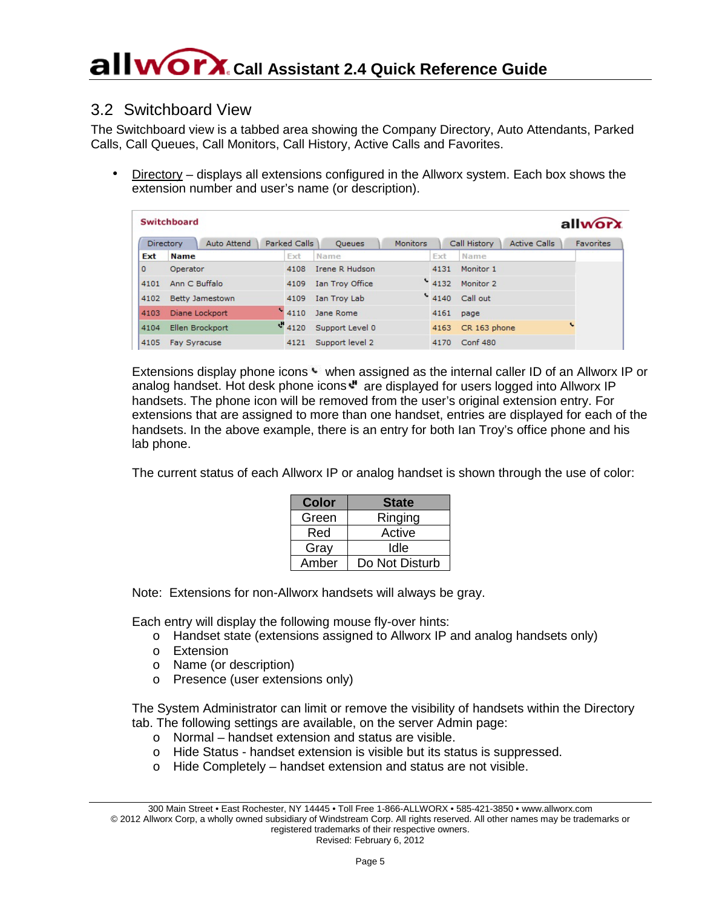## 3.2 Switchboard View

The Switchboard view is a tabbed area showing the Company Directory, Auto Attendants, Parked Calls, Call Queues, Call Monitors, Call History, Active Calls and Favorites.

- Directory – displays all extensions configured in the Allworx system. Each box shows the extension number and user's name (or description).

| Ext | Name | Ext | Name | Ext | Name |
|---|---|---|---|---|---|
| 0 | Operator | 4108 | Irene R Hudson | 4131 | Monitor 1 |
| 4101 | Ann C Buffalo | 4109 | Ian Troy Office | 4132 | Monitor 2 |
| 4102 | Betty Jamestown | 4109 | Ian Troy Lab | 4140 | Call out |
| 4103 | Diane Lockport | 4110 | Jane Rome | 4161 | page |
| 4104 | Ellen Brockport | 4120 | Support Level 0 | 4163 | CR 163 phone |
| 4105 | Fay Syracuse | 4121 | Support level 2 | 4170 | Conf 480 |

Extensions display phone icons when assigned as the internal caller ID of an Allworx IP or analog handset. Hot desk phone icons are displayed for users logged into Allworx IP handsets. The phone icon will be removed from the user's original extension entry. For extensions that are assigned to more than one handset, entries are displayed for each of the handsets. In the above example, there is an entry for both Ian Troy's office phone and his lab phone.

The current status of each Allworx IP or analog handset is shown through the use of color:

| Color | State |
|---|---|
| Green | Ringing |
| Red | Active |
| Gray | Idle |
| Amber | Do Not Disturb |

Note: Extensions for non-Allworx handsets will always be gray.

Each entry will display the following mouse fly-over hints:

- Handset state (extensions assigned to Allworx IP and analog handsets only)
- Extension
- Name (or description)
- Presence (user extensions only)

The System Administrator can limit or remove the visibility of handsets within the Directory tab. The following settings are available, on the server Admin page:

- Normal – handset extension and status are visible.
- Hide Status - handset extension is visible but its status is suppressed.
- Hide Completely – handset extension and status are not visible.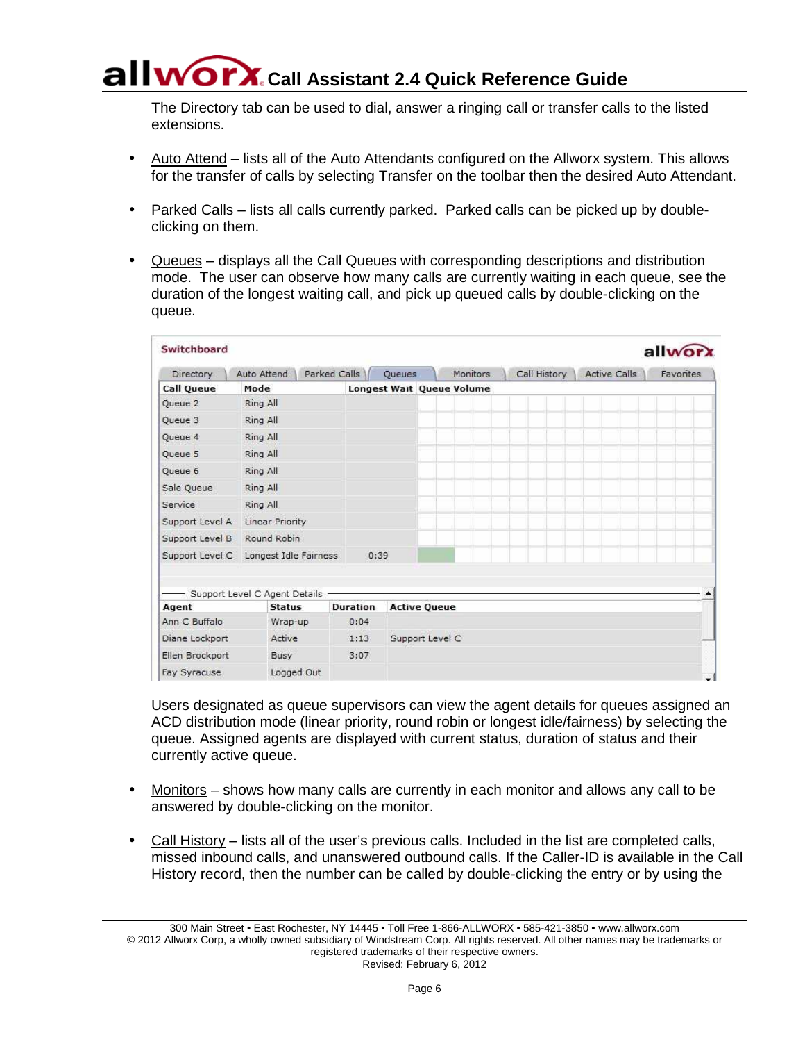The Directory tab can be used to dial, answer a ringing call or transfer calls to the listed extensions.

- Auto Attend – lists all of the Auto Attendants configured on the Allworx system. This allows for the transfer of calls by selecting Transfer on the toolbar then the desired Auto Attendant.

- Parked Calls – lists all calls currently parked. Parked calls can be picked up by double-clicking on them.

- Queues – displays all the Call Queues with corresponding descriptions and distribution mode. The user can observe how many calls are currently waiting in each queue, see the duration of the longest waiting call, and pick up queued calls by double-clicking on the queue.

Switchboard

Directory | Auto Attend | Parked Calls | Queues | Monitors | Call History | Active Calls | Favorites

| Call Queue | Mode | Longest Wait | Queue Volume |
|---|---|---|---|
| Queue 2 | Ring All | | |
| Queue 3 | Ring All | | |
| Queue 4 | Ring All | | |
| Queue 5 | Ring All | | |
| Queue 6 | Ring All | | |
| Sale Queue | Ring All | | |
| Service | Ring All | | |
| Support Level A | Linear Priority | | |
| Support Level B | Round Robin | | |
| Support Level C | Longest Idle Fairness | 0:39 | |

Support Level C Agent Details

| Agent | Status | Duration | Active Queue |
|---|---|---|---|
| Ann C Buffalo | Wrap-up | 0:04 | |
| Diane Lockport | Active | 1:13 | Support Level C |
| Ellen Brockport | Busy | 3:07 | |
| Fay Syracuse | Logged Out | | |

Users designated as queue supervisors can view the agent details for queues assigned an ACD distribution mode (linear priority, round robin or longest idle/fairness) by selecting the queue. Assigned agents are displayed with current status, duration of status and their currently active queue.

- Monitors – shows how many calls are currently in each monitor and allows any call to be answered by double-clicking on the monitor.

- Call History – lists all of the user's previous calls. Included in the list are completed calls, missed inbound calls, and unanswered outbound calls. If the Caller-ID is available in the Call History record, then the number can be called by double-clicking the entry or by using the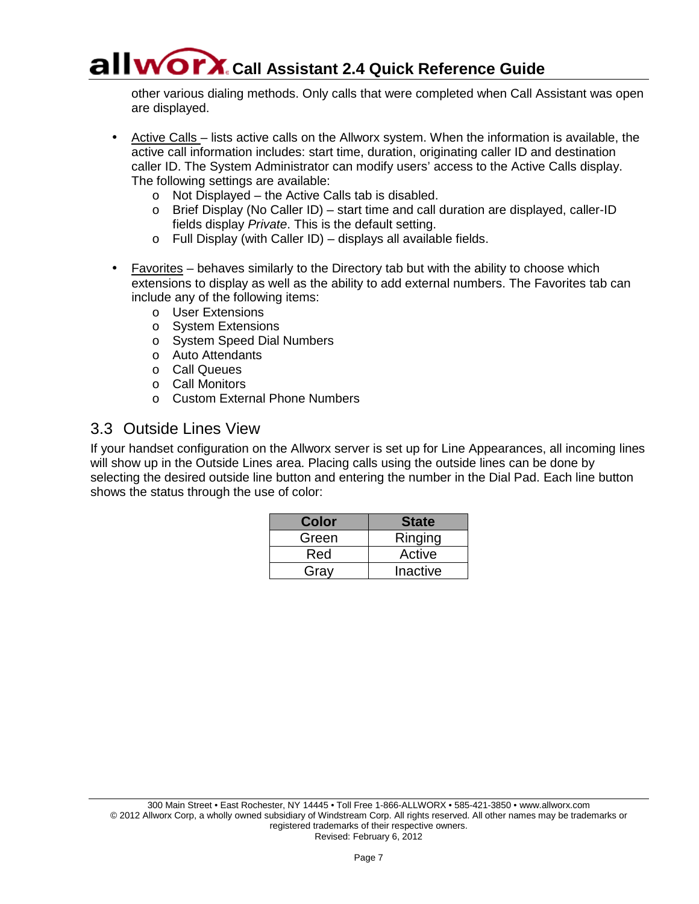other various dialing methods. Only calls that were completed when Call Assistant was open are displayed.

- Active Calls – lists active calls on the Allworx system. When the information is available, the active call information includes: start time, duration, originating caller ID and destination caller ID. The System Administrator can modify users' access to the Active Calls display. The following settings are available:
    - Not Displayed – the Active Calls tab is disabled.
    - Brief Display (No Caller ID) – start time and call duration are displayed, caller-ID fields display *Private*. This is the default setting.
    - Full Display (with Caller ID) – displays all available fields.

- Favorites – behaves similarly to the Directory tab but with the ability to choose which extensions to display as well as the ability to add external numbers. The Favorites tab can include any of the following items:
    - User Extensions
    - System Extensions
    - System Speed Dial Numbers
    - Auto Attendants
    - Call Queues
    - Call Monitors
    - Custom External Phone Numbers

## 3.3 Outside Lines View

If your handset configuration on the Allworx server is set up for Line Appearances, all incoming lines will show up in the Outside Lines area. Placing calls using the outside lines can be done by selecting the desired outside line button and entering the number in the Dial Pad. Each line button shows the status through the use of color:

| Color | State |
| --- | --- |
| Green | Ringing |
| Red | Active |
| Gray | Inactive |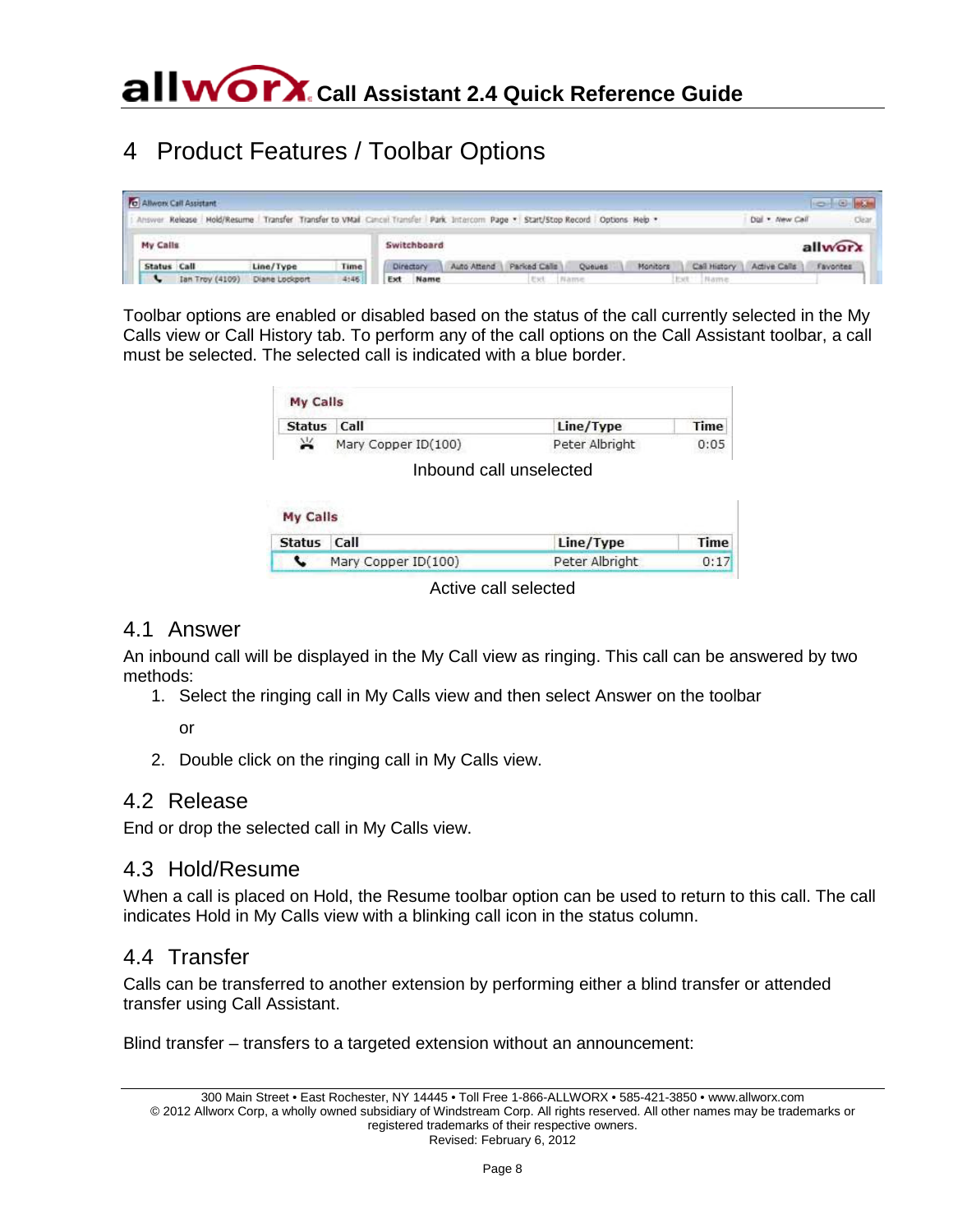# 4 Product Features / Toolbar Options

Toolbar options are enabled or disabled based on the status of the call currently selected in the My Calls view or Call History tab. To perform any of the call options on the Call Assistant toolbar, a call must be selected. The selected call is indicated with a blue border.

Inbound call unselected

Active call selected

## 4.1 Answer

An inbound call will be displayed in the My Call view as ringing. This call can be answered by two methods:

1. Select the ringing call in My Calls view and then select Answer on the toolbar

   or

2. Double click on the ringing call in My Calls view.

## 4.2 Release

End or drop the selected call in My Calls view.

## 4.3 Hold/Resume

When a call is placed on Hold, the Resume toolbar option can be used to return to this call. The call indicates Hold in My Calls view with a blinking call icon in the status column.

## 4.4 Transfer

Calls can be transferred to another extension by performing either a blind transfer or attended transfer using Call Assistant.

Blind transfer – transfers to a targeted extension without an announcement: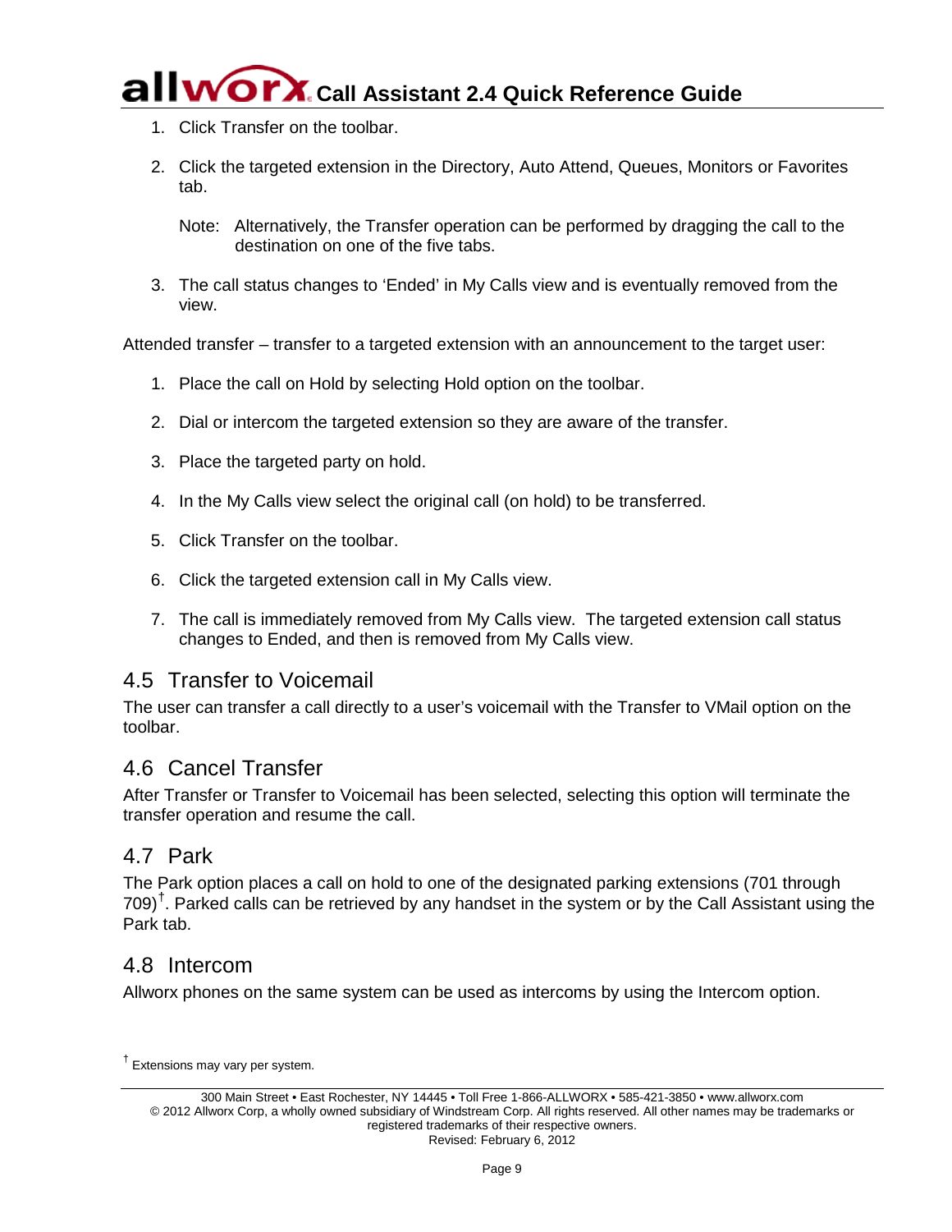1. Click Transfer on the toolbar.

2. Click the targeted extension in the Directory, Auto Attend, Queues, Monitors or Favorites tab.

   Note: Alternatively, the Transfer operation can be performed by dragging the call to the destination on one of the five tabs.

3. The call status changes to 'Ended' in My Calls view and is eventually removed from the view.

Attended transfer – transfer to a targeted extension with an announcement to the target user:

1. Place the call on Hold by selecting Hold option on the toolbar.

2. Dial or intercom the targeted extension so they are aware of the transfer.

3. Place the targeted party on hold.

4. In the My Calls view select the original call (on hold) to be transferred.

5. Click Transfer on the toolbar.

6. Click the targeted extension call in My Calls view.

7. The call is immediately removed from My Calls view. The targeted extension call status changes to Ended, and then is removed from My Calls view.

## 4.5 Transfer to Voicemail

The user can transfer a call directly to a user's voicemail with the Transfer to VMail option on the toolbar.

## 4.6 Cancel Transfer

After Transfer or Transfer to Voicemail has been selected, selecting this option will terminate the transfer operation and resume the call.

## 4.7 Park

The Park option places a call on hold to one of the designated parking extensions (701 through 709)[†]. Parked calls can be retrieved by any handset in the system or by the Call Assistant using the Park tab.

## 4.8 Intercom

Allworx phones on the same system can be used as intercoms by using the Intercom option.

[†] Extensions may vary per system.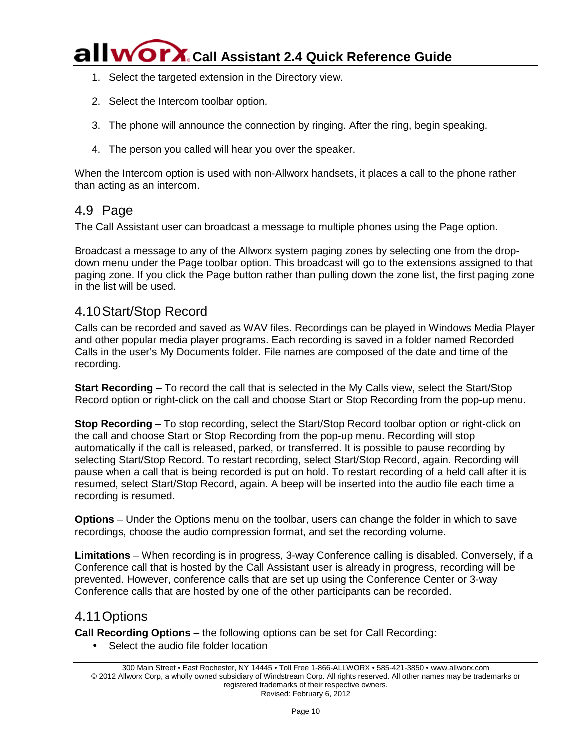1. Select the targeted extension in the Directory view.
2. Select the Intercom toolbar option.
3. The phone will announce the connection by ringing. After the ring, begin speaking.
4. The person you called will hear you over the speaker.

When the Intercom option is used with non-Allworx handsets, it places a call to the phone rather than acting as an intercom.

## 4.9 Page

The Call Assistant user can broadcast a message to multiple phones using the Page option.

Broadcast a message to any of the Allworx system paging zones by selecting one from the drop-down menu under the Page toolbar option. This broadcast will go to the extensions assigned to that paging zone. If you click the Page button rather than pulling down the zone list, the first paging zone in the list will be used.

## 4.10 Start/Stop Record

Calls can be recorded and saved as WAV files. Recordings can be played in Windows Media Player and other popular media player programs. Each recording is saved in a folder named Recorded Calls in the user's My Documents folder. File names are composed of the date and time of the recording.

**Start Recording** – To record the call that is selected in the My Calls view, select the Start/Stop Record option or right-click on the call and choose Start or Stop Recording from the pop-up menu.

**Stop Recording** – To stop recording, select the Start/Stop Record toolbar option or right-click on the call and choose Start or Stop Recording from the pop-up menu. Recording will stop automatically if the call is released, parked, or transferred. It is possible to pause recording by selecting Start/Stop Record. To restart recording, select Start/Stop Record, again. Recording will pause when a call that is being recorded is put on hold. To restart recording of a held call after it is resumed, select Start/Stop Record, again. A beep will be inserted into the audio file each time a recording is resumed.

**Options** – Under the Options menu on the toolbar, users can change the folder in which to save recordings, choose the audio compression format, and set the recording volume.

**Limitations** – When recording is in progress, 3-way Conference calling is disabled. Conversely, if a Conference call that is hosted by the Call Assistant user is already in progress, recording will be prevented. However, conference calls that are set up using the Conference Center or 3-way Conference calls that are hosted by one of the other participants can be recorded.

## 4.11 Options

**Call Recording Options** – the following options can be set for Call Recording:

- Select the audio file folder location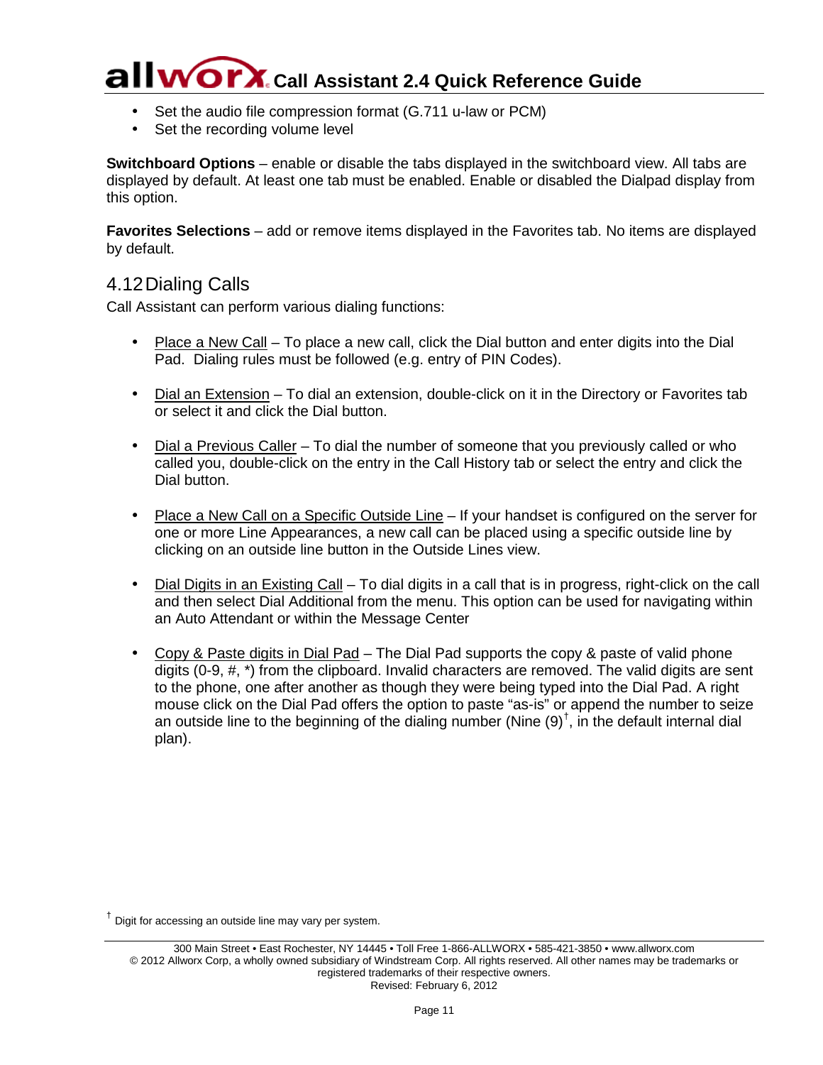- Set the audio file compression format (G.711 u-law or PCM)
- Set the recording volume level

**Switchboard Options** – enable or disable the tabs displayed in the switchboard view. All tabs are displayed by default. At least one tab must be enabled. Enable or disabled the Dialpad display from this option.

**Favorites Selections** – add or remove items displayed in the Favorites tab. No items are displayed by default.

## 4.12 Dialing Calls

Call Assistant can perform various dialing functions:

- Place a New Call – To place a new call, click the Dial button and enter digits into the Dial Pad. Dialing rules must be followed (e.g. entry of PIN Codes).

- Dial an Extension – To dial an extension, double-click on it in the Directory or Favorites tab or select it and click the Dial button.

- Dial a Previous Caller – To dial the number of someone that you previously called or who called you, double-click on the entry in the Call History tab or select the entry and click the Dial button.

- Place a New Call on a Specific Outside Line – If your handset is configured on the server for one or more Line Appearances, a new call can be placed using a specific outside line by clicking on an outside line button in the Outside Lines view.

- Dial Digits in an Existing Call – To dial digits in a call that is in progress, right-click on the call and then select Dial Additional from the menu. This option can be used for navigating within an Auto Attendant or within the Message Center

- Copy & Paste digits in Dial Pad – The Dial Pad supports the copy & paste of valid phone digits (0-9, #, *) from the clipboard. Invalid characters are removed. The valid digits are sent to the phone, one after another as though they were being typed into the Dial Pad. A right mouse click on the Dial Pad offers the option to paste "as-is" or append the number to seize an outside line to the beginning of the dialing number (Nine (9)[†], in the default internal dial plan).

[†] Digit for accessing an outside line may vary per system.